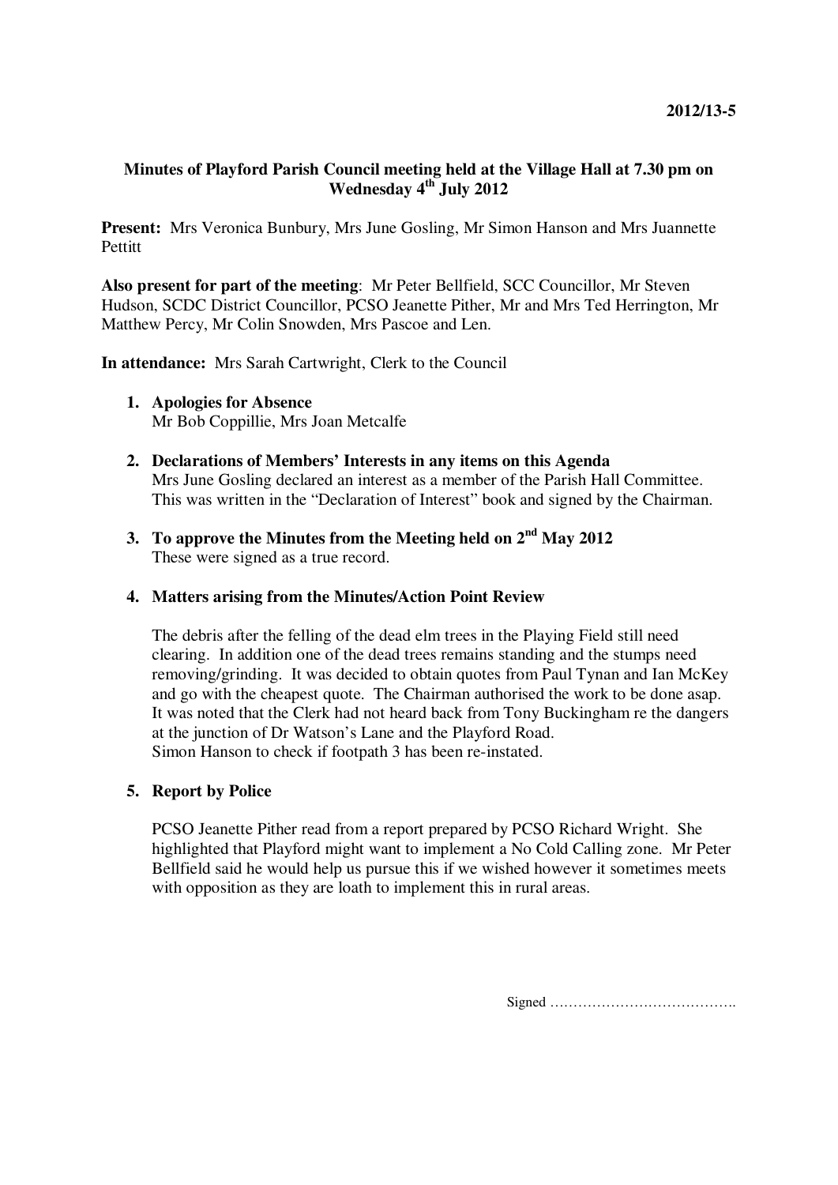2012/13-5

# Minutes of Playford Parish Council meeting held at the Village Hall at 7.30 pm on Wednesday 4th July 2012

**Present:** Mrs Veronica Bunbury, Mrs June Gosling, Mr Simon Hanson and Mrs Juannette Pettitt

**Also present for part of the meeting**: Mr Peter Bellfield, SCC Councillor, Mr Steven Hudson, SCDC District Councillor, PCSO Jeanette Pither, Mr and Mrs Ted Herrington, Mr Matthew Percy, Mr Colin Snowden, Mrs Pascoe and Len.

**In attendance:** Mrs Sarah Cartwright, Clerk to the Council

1. **Apologies for Absence**
   Mr Bob Coppillie, Mrs Joan Metcalfe

2. **Declarations of Members' Interests in any items on this Agenda**
   Mrs June Gosling declared an interest as a member of the Parish Hall Committee. This was written in the "Declaration of Interest" book and signed by the Chairman.

3. **To approve the Minutes from the Meeting held on 2nd May 2012**
   These were signed as a true record.

4. **Matters arising from the Minutes/Action Point Review**

   The debris after the felling of the dead elm trees in the Playing Field still need clearing. In addition one of the dead trees remains standing and the stumps need removing/grinding. It was decided to obtain quotes from Paul Tynan and Ian McKey and go with the cheapest quote. The Chairman authorised the work to be done asap. It was noted that the Clerk had not heard back from Tony Buckingham re the dangers at the junction of Dr Watson's Lane and the Playford Road.
   Simon Hanson to check if footpath 3 has been re-instated.

5. **Report by Police**

   PCSO Jeanette Pither read from a report prepared by PCSO Richard Wright. She highlighted that Playford might want to implement a No Cold Calling zone. Mr Peter Bellfield said he would help us pursue this if we wished however it sometimes meets with opposition as they are loath to implement this in rural areas.

Signed ………………………………….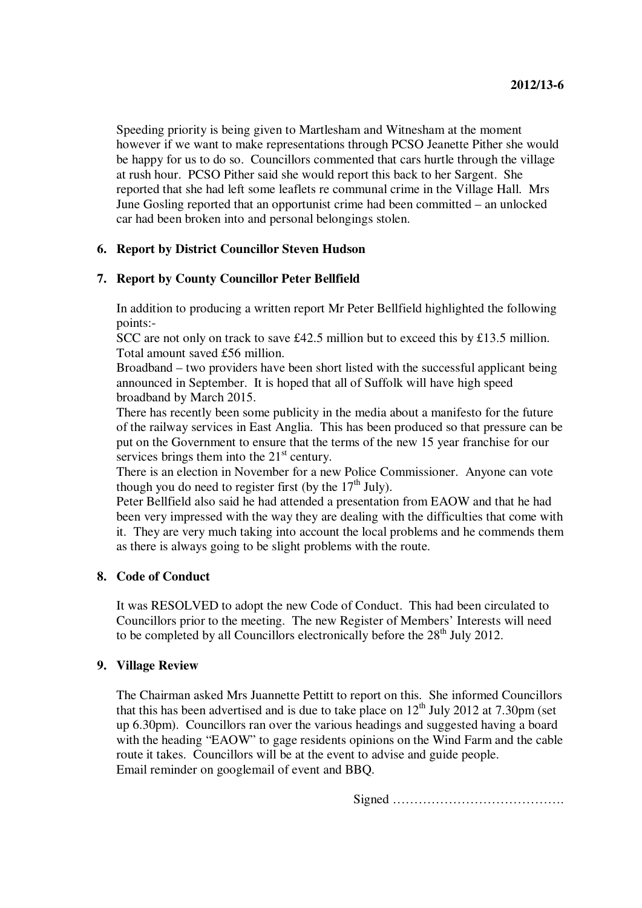Speeding priority is being given to Martlesham and Witnesham at the moment however if we want to make representations through PCSO Jeanette Pither she would be happy for us to do so. Councillors commented that cars hurtle through the village at rush hour. PCSO Pither said she would report this back to her Sargent. She reported that she had left some leaflets re communal crime in the Village Hall. Mrs June Gosling reported that an opportunist crime had been committed – an unlocked car had been broken into and personal belongings stolen.

**6. Report by District Councillor Steven Hudson**

**7. Report by County Councillor Peter Bellfield**

In addition to producing a written report Mr Peter Bellfield highlighted the following points:-
SCC are not only on track to save £42.5 million but to exceed this by £13.5 million. Total amount saved £56 million.
Broadband – two providers have been short listed with the successful applicant being announced in September. It is hoped that all of Suffolk will have high speed broadband by March 2015.
There has recently been some publicity in the media about a manifesto for the future of the railway services in East Anglia. This has been produced so that pressure can be put on the Government to ensure that the terms of the new 15 year franchise for our services brings them into the 21st century.
There is an election in November for a new Police Commissioner. Anyone can vote though you do need to register first (by the 17th July).
Peter Bellfield also said he had attended a presentation from EAOW and that he had been very impressed with the way they are dealing with the difficulties that come with it. They are very much taking into account the local problems and he commends them as there is always going to be slight problems with the route.

**8. Code of Conduct**

It was RESOLVED to adopt the new Code of Conduct. This had been circulated to Councillors prior to the meeting. The new Register of Members' Interests will need to be completed by all Councillors electronically before the 28th July 2012.

**9. Village Review**

The Chairman asked Mrs Juannette Pettitt to report on this. She informed Councillors that this has been advertised and is due to take place on 12th July 2012 at 7.30pm (set up 6.30pm). Councillors ran over the various headings and suggested having a board with the heading "EAOW" to gage residents opinions on the Wind Farm and the cable route it takes. Councillors will be at the event to advise and guide people.
Email reminder on googlemail of event and BBQ.

Signed ………………………………….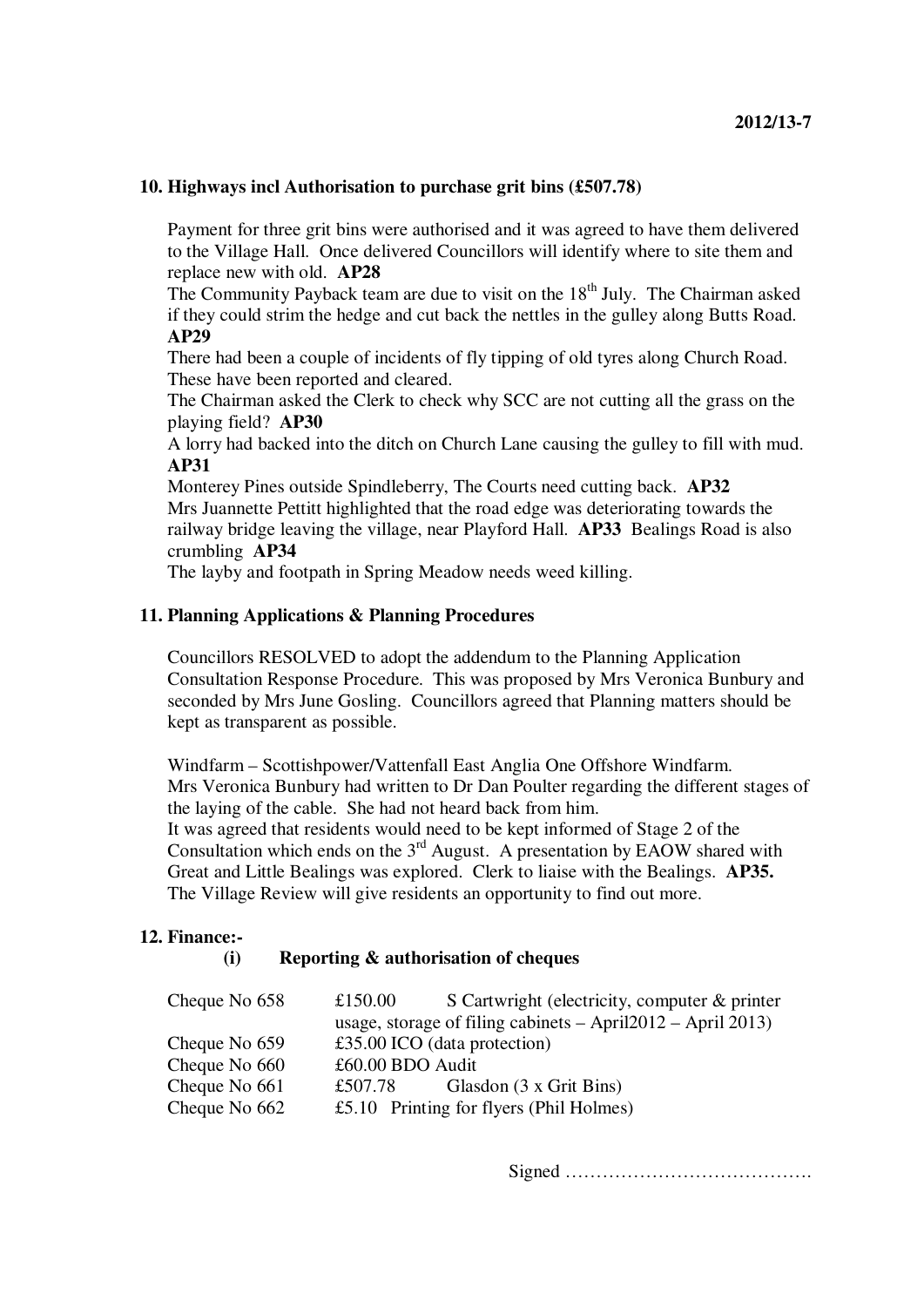**10. Highways incl Authorisation to purchase grit bins (£507.78)**

Payment for three grit bins were authorised and it was agreed to have them delivered to the Village Hall. Once delivered Councillors will identify where to site them and replace new with old. **AP28**

The Community Payback team are due to visit on the 18th July. The Chairman asked if they could strim the hedge and cut back the nettles in the gulley along Butts Road. **AP29**

There had been a couple of incidents of fly tipping of old tyres along Church Road. These have been reported and cleared.

The Chairman asked the Clerk to check why SCC are not cutting all the grass on the playing field? **AP30**

A lorry had backed into the ditch on Church Lane causing the gulley to fill with mud. **AP31**

Monterey Pines outside Spindleberry, The Courts need cutting back. **AP32**

Mrs Juannette Pettitt highlighted that the road edge was deteriorating towards the railway bridge leaving the village, near Playford Hall. **AP33** Bealings Road is also crumbling **AP34**

The layby and footpath in Spring Meadow needs weed killing.

**11. Planning Applications & Planning Procedures**

Councillors RESOLVED to adopt the addendum to the Planning Application Consultation Response Procedure. This was proposed by Mrs Veronica Bunbury and seconded by Mrs June Gosling. Councillors agreed that Planning matters should be kept as transparent as possible.

Windfarm – Scottishpower/Vattenfall East Anglia One Offshore Windfarm.
Mrs Veronica Bunbury had written to Dr Dan Poulter regarding the different stages of the laying of the cable. She had not heard back from him.
It was agreed that residents would need to be kept informed of Stage 2 of the Consultation which ends on the 3rd August. A presentation by EAOW shared with Great and Little Bealings was explored. Clerk to liaise with the Bealings. **AP35.**
The Village Review will give residents an opportunity to find out more.

**12. Finance:-**

**(i) Reporting & authorisation of cheques**

| | |
|---|---|
| Cheque No 658 | £150.00 S Cartwright (electricity, computer & printer usage, storage of filing cabinets – April2012 – April 2013) |
| Cheque No 659 | £35.00 ICO (data protection) |
| Cheque No 660 | £60.00 BDO Audit |
| Cheque No 661 | £507.78 Glasdon (3 x Grit Bins) |
| Cheque No 662 | £5.10 Printing for flyers (Phil Holmes) |

Signed ………………………………….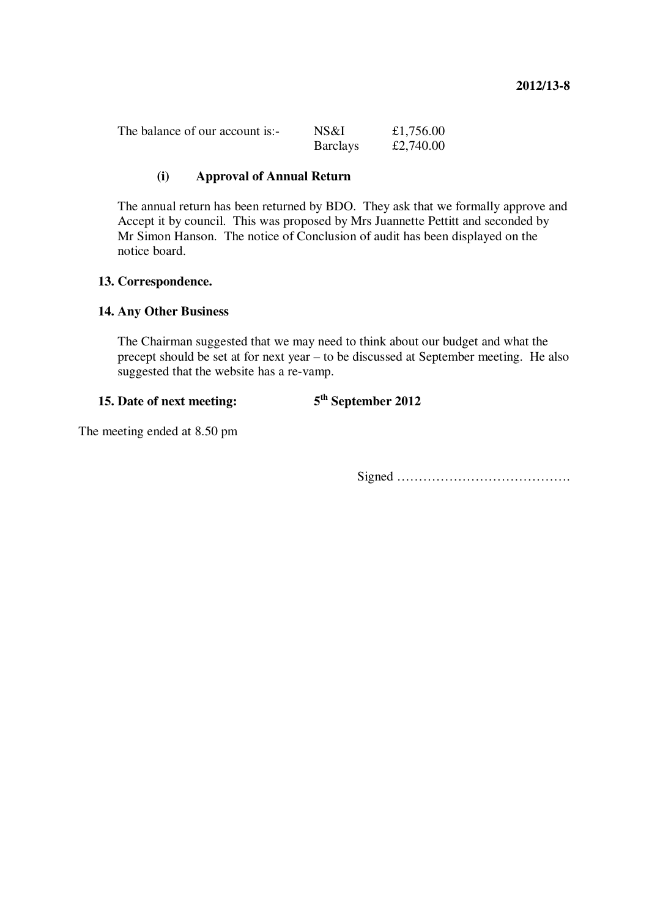The balance of our account is:-

| | | |
|---|---|---|
| The balance of our account is:- | NS&I | £1,756.00 |
| | Barclays | £2,740.00 |

**(i) Approval of Annual Return**

The annual return has been returned by BDO. They ask that we formally approve and Accept it by council. This was proposed by Mrs Juannette Pettitt and seconded by Mr Simon Hanson. The notice of Conclusion of audit has been displayed on the notice board.

**13. Correspondence.**

**14. Any Other Business**

The Chairman suggested that we may need to think about our budget and what the precept should be set at for next year – to be discussed at September meeting. He also suggested that the website has a re-vamp.

**15. Date of next meeting: 5th September 2012**

The meeting ended at 8.50 pm

Signed ………………………………….